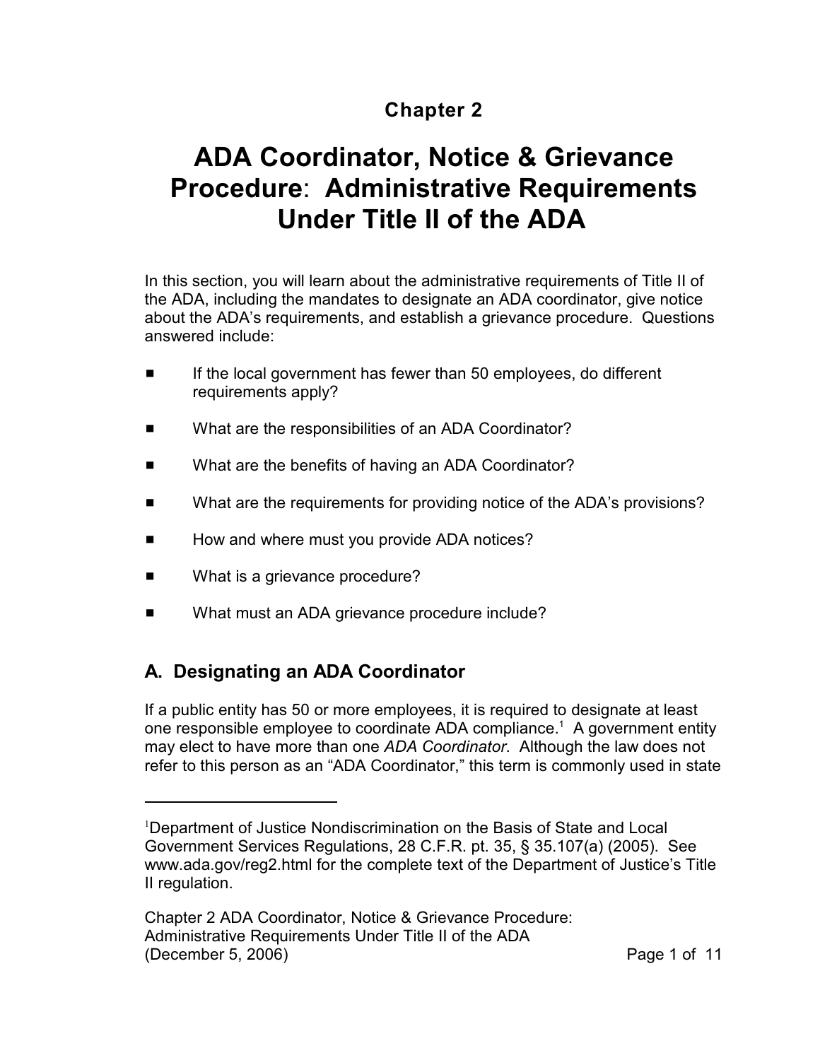# Chapter 2

# ADA Coordinator, Notice & Grievance Procedure: Administrative Requirements Under Title II of the ADA

In this section, you will learn about the administrative requirements of Title II of the ADA, including the mandates to designate an ADA coordinator, give notice about the ADA's requirements, and establish a grievance procedure. Questions answered include:

- If the local government has fewer than 50 employees, do different requirements apply?
- What are the responsibilities of an ADA Coordinator?
- What are the benefits of having an ADA Coordinator?
- What are the requirements for providing notice of the ADA's provisions?
- How and where must you provide ADA notices?
- What is a grievance procedure?
- What must an ADA grievance procedure include?

## A. Designating an ADA Coordinator

If a public entity has 50 or more employees, it is required to designate at least one responsible employee to coordinate ADA compliance.[1] A government entity may elect to have more than one *ADA Coordinator*. Although the law does not refer to this person as an "ADA Coordinator," this term is commonly used in state

---

[1] Department of Justice Nondiscrimination on the Basis of State and Local Government Services Regulations, 28 C.F.R. pt. 35, § 35.107(a) (2005). See www.ada.gov/reg2.html for the complete text of the Department of Justice's Title II regulation.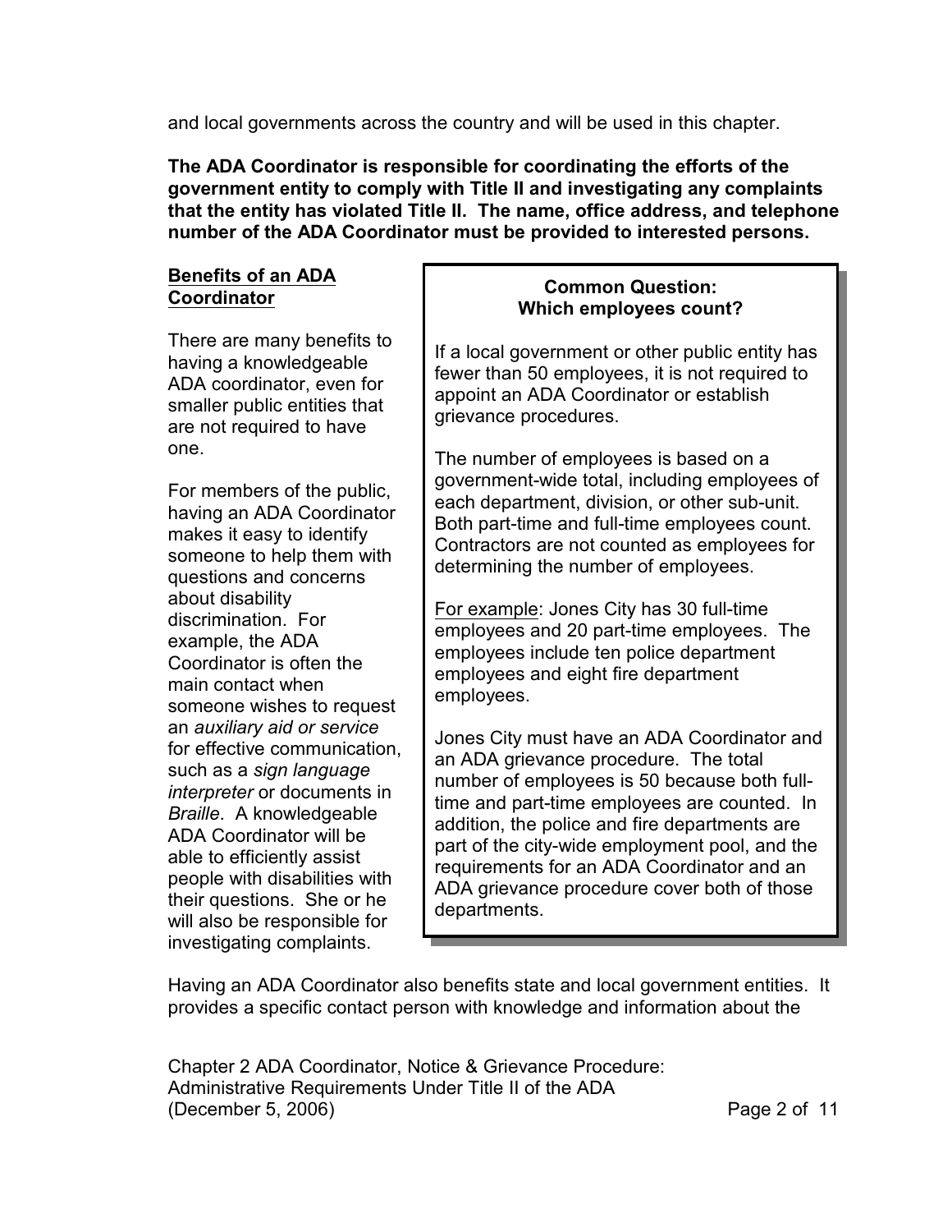and local governments across the country and will be used in this chapter.

**The ADA Coordinator is responsible for coordinating the efforts of the government entity to comply with Title II and investigating any complaints that the entity has violated Title II. The name, office address, and telephone number of the ADA Coordinator must be provided to interested persons.**

## Benefits of an ADA Coordinator

There are many benefits to having a knowledgeable ADA coordinator, even for smaller public entities that are not required to have one.

For members of the public, having an ADA Coordinator makes it easy to identify someone to help them with questions and concerns about disability discrimination. For example, the ADA Coordinator is often the main contact when someone wishes to request an *auxiliary aid or service* for effective communication, such as a *sign language interpreter* or documents in *Braille*. A knowledgeable ADA Coordinator will be able to efficiently assist people with disabilities with their questions. She or he will also be responsible for investigating complaints.

> **Common Question:**
> **Which employees count?**
>
> If a local government or other public entity has fewer than 50 employees, it is not required to appoint an ADA Coordinator or establish grievance procedures.
>
> The number of employees is based on a government-wide total, including employees of each department, division, or other sub-unit. Both part-time and full-time employees count. Contractors are not counted as employees for determining the number of employees.
>
> For example: Jones City has 30 full-time employees and 20 part-time employees. The employees include ten police department employees and eight fire department employees.
>
> Jones City must have an ADA Coordinator and an ADA grievance procedure. The total number of employees is 50 because both full-time and part-time employees are counted. In addition, the police and fire departments are part of the city-wide employment pool, and the requirements for an ADA Coordinator and an ADA grievance procedure cover both of those departments.

Having an ADA Coordinator also benefits state and local government entities. It provides a specific contact person with knowledge and information about the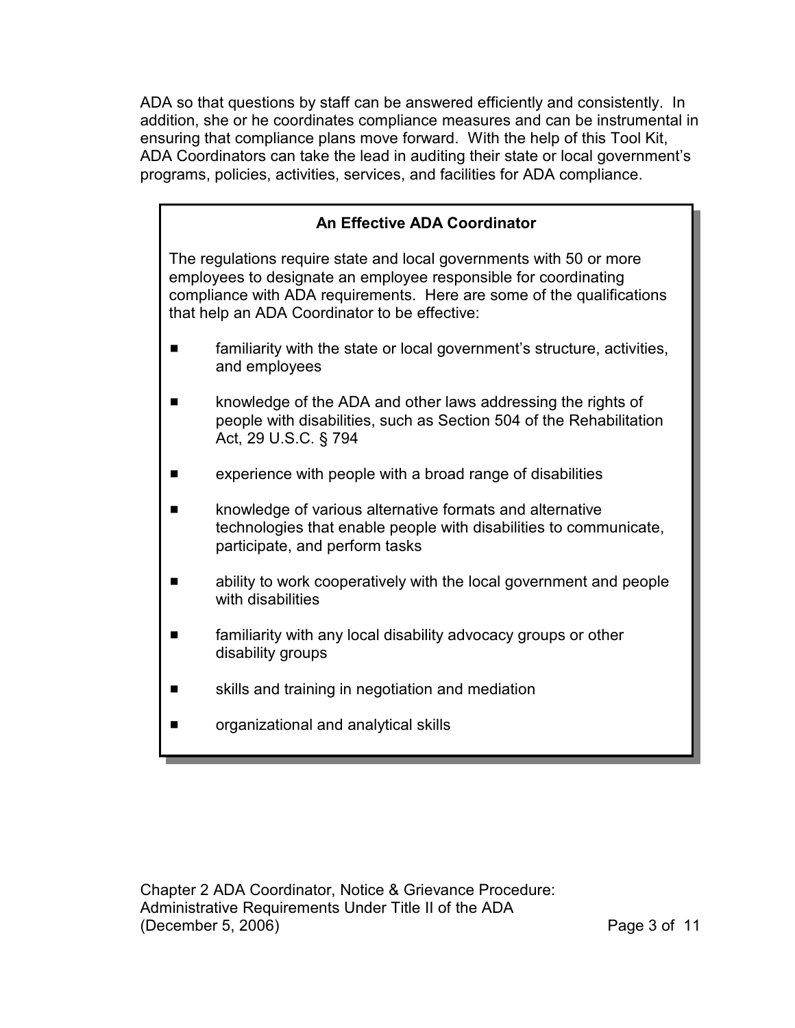ADA so that questions by staff can be answered efficiently and consistently. In addition, she or he coordinates compliance measures and can be instrumental in ensuring that compliance plans move forward. With the help of this Tool Kit, ADA Coordinators can take the lead in auditing their state or local government's programs, policies, activities, services, and facilities for ADA compliance.

**An Effective ADA Coordinator**

The regulations require state and local governments with 50 or more employees to designate an employee responsible for coordinating compliance with ADA requirements. Here are some of the qualifications that help an ADA Coordinator to be effective:

- familiarity with the state or local government's structure, activities, and employees
- knowledge of the ADA and other laws addressing the rights of people with disabilities, such as Section 504 of the Rehabilitation Act, 29 U.S.C. § 794
- experience with people with a broad range of disabilities
- knowledge of various alternative formats and alternative technologies that enable people with disabilities to communicate, participate, and perform tasks
- ability to work cooperatively with the local government and people with disabilities
- familiarity with any local disability advocacy groups or other disability groups
- skills and training in negotiation and mediation
- organizational and analytical skills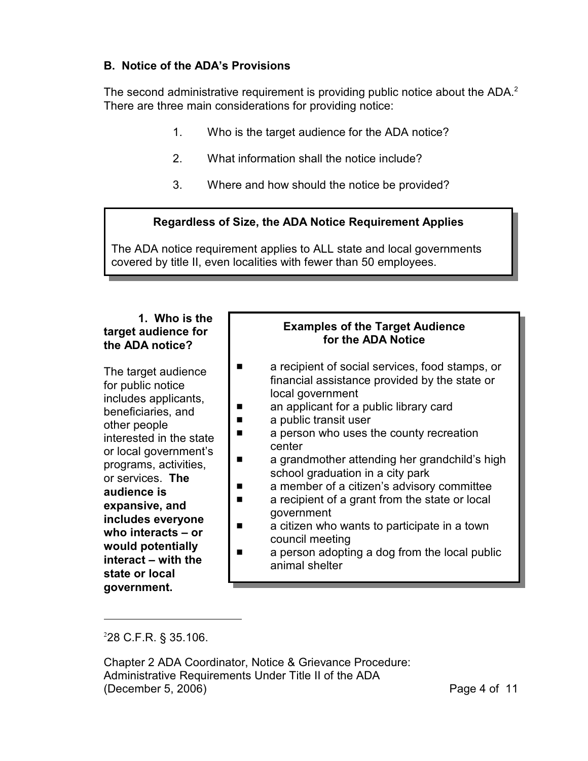### B. Notice of the ADA's Provisions

The second administrative requirement is providing public notice about the ADA.[2] There are three main considerations for providing notice:

1. Who is the target audience for the ADA notice?
2. What information shall the notice include?
3. Where and how should the notice be provided?

> **Regardless of Size, the ADA Notice Requirement Applies**
>
> The ADA notice requirement applies to ALL state and local governments covered by title II, even localities with fewer than 50 employees.

#### 1. Who is the target audience for the ADA notice?

The target audience for public notice includes applicants, beneficiaries, and other people interested in the state or local government's programs, activities, or services. **The audience is expansive, and includes everyone who interacts – or would potentially interact – with the state or local government.**

> **Examples of the Target Audience for the ADA Notice**
>
> - a recipient of social services, food stamps, or financial assistance provided by the state or local government
> - an applicant for a public library card
> - a public transit user
> - a person who uses the county recreation center
> - a grandmother attending her grandchild's high school graduation in a city park
> - a member of a citizen's advisory committee
> - a recipient of a grant from the state or local government
> - a citizen who wants to participate in a town council meeting
> - a person adopting a dog from the local public animal shelter

---

[2] 28 C.F.R. § 35.106.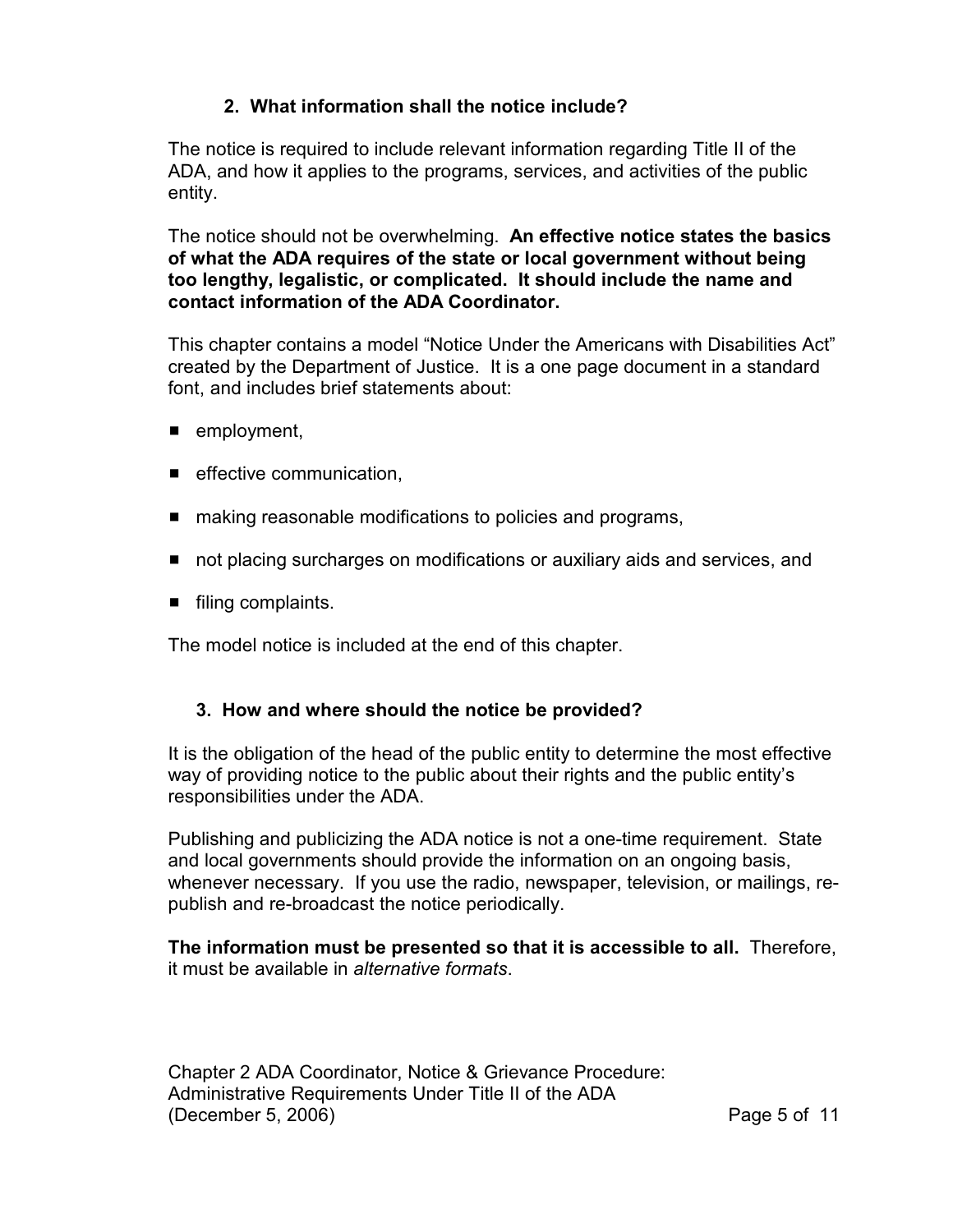### 2. What information shall the notice include?

The notice is required to include relevant information regarding Title II of the ADA, and how it applies to the programs, services, and activities of the public entity.

The notice should not be overwhelming. **An effective notice states the basics of what the ADA requires of the state or local government without being too lengthy, legalistic, or complicated. It should include the name and contact information of the ADA Coordinator.**

This chapter contains a model "Notice Under the Americans with Disabilities Act" created by the Department of Justice. It is a one page document in a standard font, and includes brief statements about:

- employment,
- effective communication,
- making reasonable modifications to policies and programs,
- not placing surcharges on modifications or auxiliary aids and services, and
- filing complaints.

The model notice is included at the end of this chapter.

### 3. How and where should the notice be provided?

It is the obligation of the head of the public entity to determine the most effective way of providing notice to the public about their rights and the public entity's responsibilities under the ADA.

Publishing and publicizing the ADA notice is not a one-time requirement. State and local governments should provide the information on an ongoing basis, whenever necessary. If you use the radio, newspaper, television, or mailings, re-publish and re-broadcast the notice periodically.

**The information must be presented so that it is accessible to all.** Therefore, it must be available in *alternative formats*.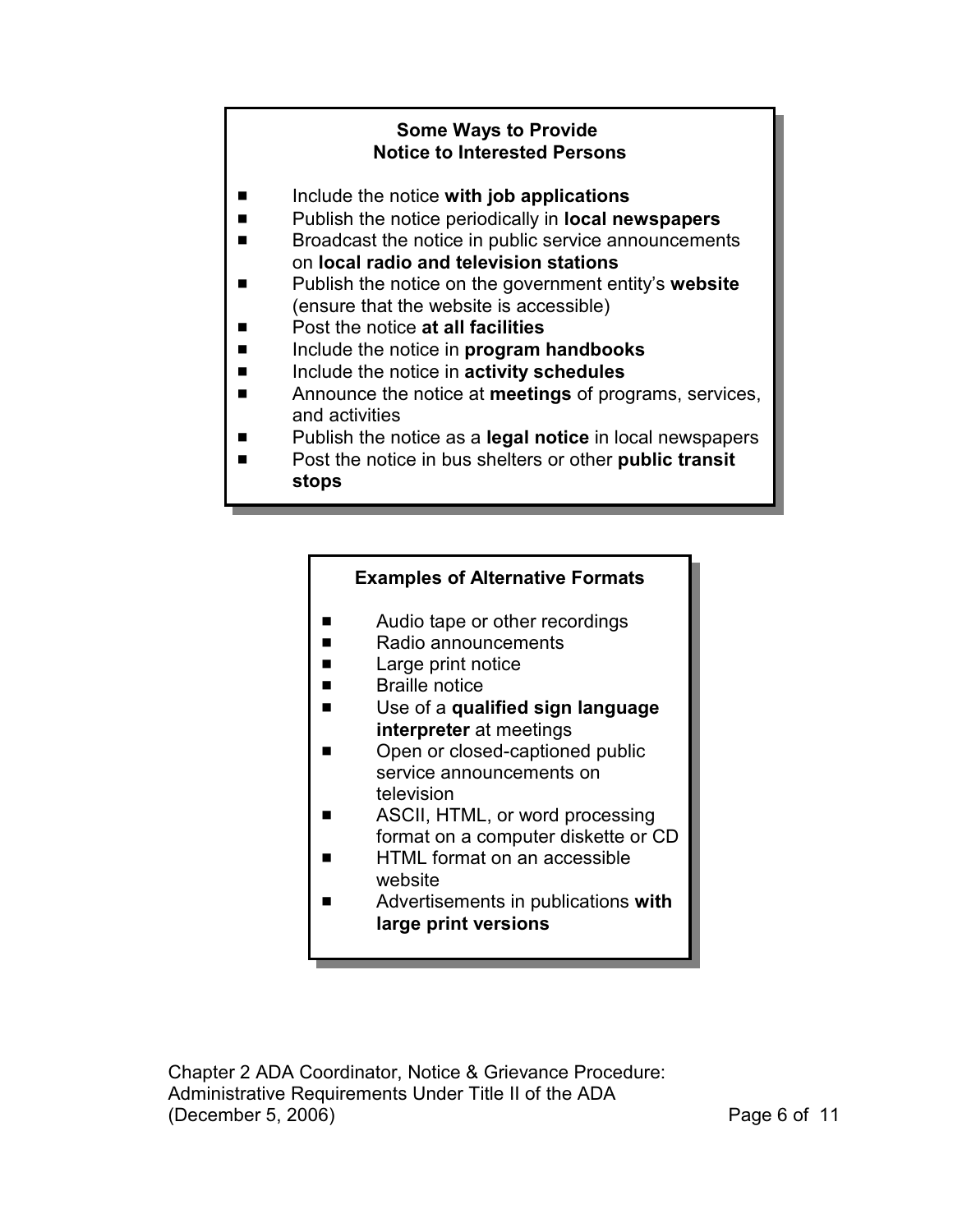**Some Ways to Provide Notice to Interested Persons**

- Include the notice **with job applications**
- Publish the notice periodically in **local newspapers**
- Broadcast the notice in public service announcements on **local radio and television stations**
- Publish the notice on the government entity's **website** (ensure that the website is accessible)
- Post the notice **at all facilities**
- Include the notice in **program handbooks**
- Include the notice in **activity schedules**
- Announce the notice at **meetings** of programs, services, and activities
- Publish the notice as a **legal notice** in local newspapers
- Post the notice in bus shelters or other **public transit stops**

**Examples of Alternative Formats**

- Audio tape or other recordings
- Radio announcements
- Large print notice
- Braille notice
- Use of a **qualified sign language interpreter** at meetings
- Open or closed-captioned public service announcements on television
- ASCII, HTML, or word processing format on a computer diskette or CD
- HTML format on an accessible website
- Advertisements in publications **with large print versions**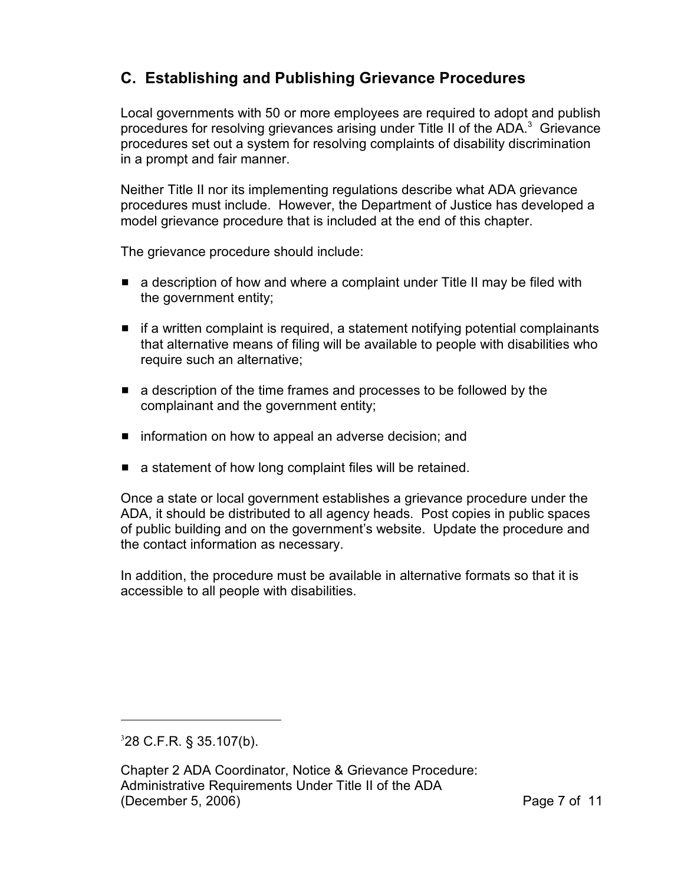## C. Establishing and Publishing Grievance Procedures

Local governments with 50 or more employees are required to adopt and publish procedures for resolving grievances arising under Title II of the ADA.[3] Grievance procedures set out a system for resolving complaints of disability discrimination in a prompt and fair manner.

Neither Title II nor its implementing regulations describe what ADA grievance procedures must include. However, the Department of Justice has developed a model grievance procedure that is included at the end of this chapter.

The grievance procedure should include:

- a description of how and where a complaint under Title II may be filed with the government entity;
- if a written complaint is required, a statement notifying potential complainants that alternative means of filing will be available to people with disabilities who require such an alternative;
- a description of the time frames and processes to be followed by the complainant and the government entity;
- information on how to appeal an adverse decision; and
- a statement of how long complaint files will be retained.

Once a state or local government establishes a grievance procedure under the ADA, it should be distributed to all agency heads. Post copies in public spaces of public building and on the government's website. Update the procedure and the contact information as necessary.

In addition, the procedure must be available in alternative formats so that it is accessible to all people with disabilities.

---

[3] 28 C.F.R. § 35.107(b).

Chapter 2 ADA Coordinator, Notice & Grievance Procedure: Administrative Requirements Under Title II of the ADA (December 5, 2006)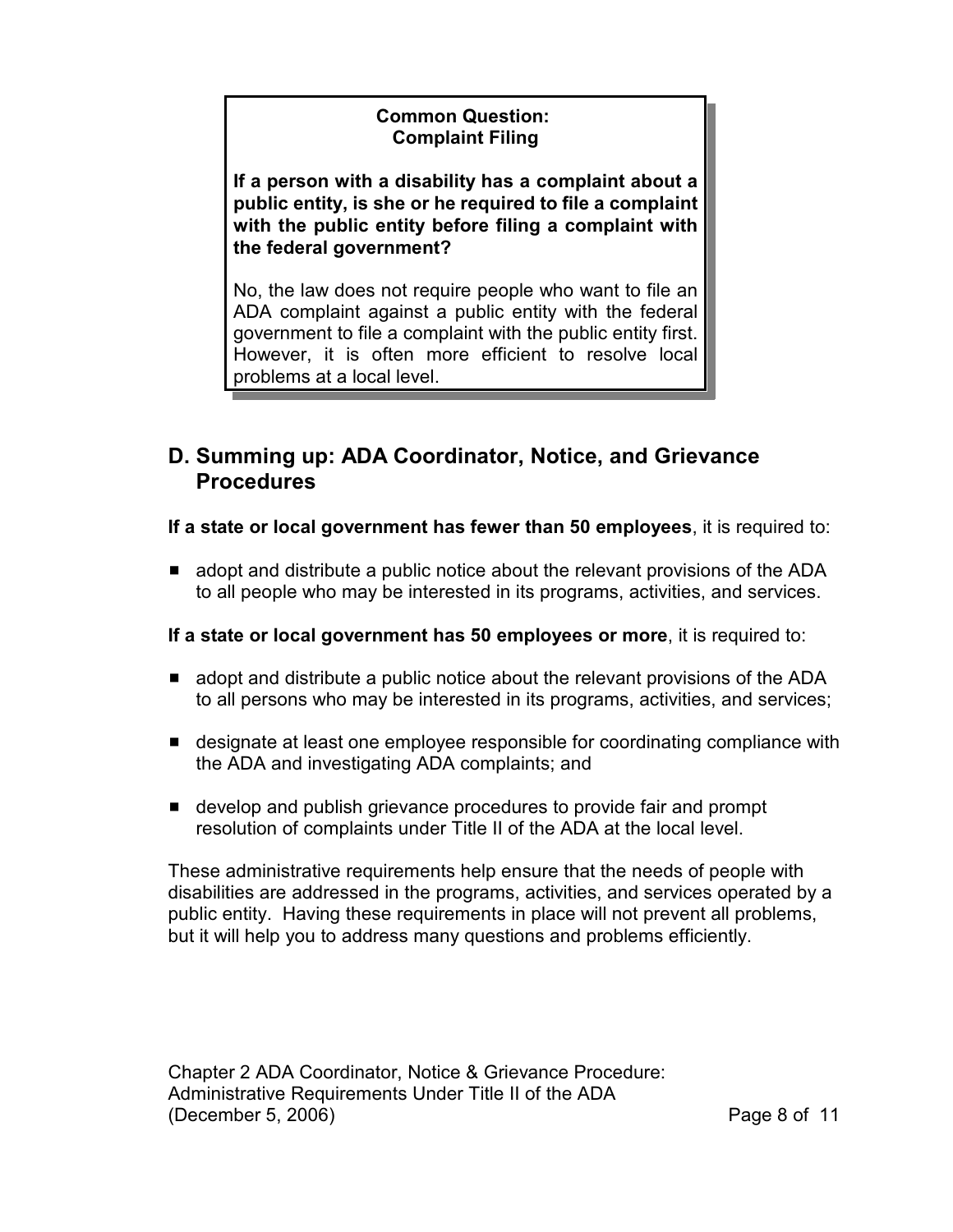**Common Question:**
**Complaint Filing**

**If a person with a disability has a complaint about a public entity, is she or he required to file a complaint with the public entity before filing a complaint with the federal government?**

No, the law does not require people who want to file an ADA complaint against a public entity with the federal government to file a complaint with the public entity first. However, it is often more efficient to resolve local problems at a local level.

## D. Summing up: ADA Coordinator, Notice, and Grievance Procedures

**If a state or local government has fewer than 50 employees**, it is required to:

- adopt and distribute a public notice about the relevant provisions of the ADA to all people who may be interested in its programs, activities, and services.

**If a state or local government has 50 employees or more**, it is required to:

- adopt and distribute a public notice about the relevant provisions of the ADA to all persons who may be interested in its programs, activities, and services;
- designate at least one employee responsible for coordinating compliance with the ADA and investigating ADA complaints; and
- develop and publish grievance procedures to provide fair and prompt resolution of complaints under Title II of the ADA at the local level.

These administrative requirements help ensure that the needs of people with disabilities are addressed in the programs, activities, and services operated by a public entity. Having these requirements in place will not prevent all problems, but it will help you to address many questions and problems efficiently.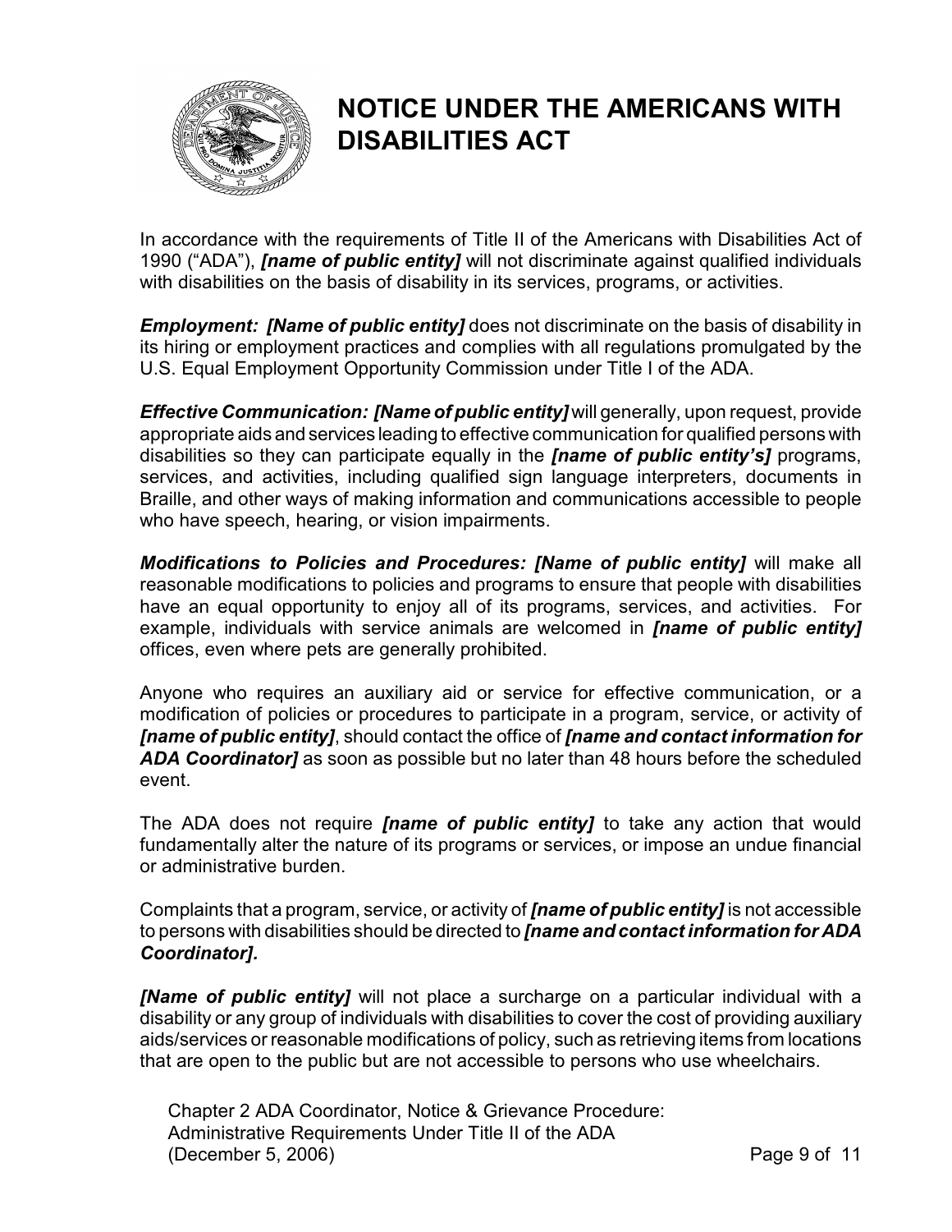# NOTICE UNDER THE AMERICANS WITH DISABILITIES ACT

In accordance with the requirements of Title II of the Americans with Disabilities Act of 1990 (“ADA”), ***[name of public entity]*** will not discriminate against qualified individuals with disabilities on the basis of disability in its services, programs, or activities.

***Employment: [Name of public entity]*** does not discriminate on the basis of disability in its hiring or employment practices and complies with all regulations promulgated by the U.S. Equal Employment Opportunity Commission under Title I of the ADA.

***Effective Communication: [Name of public entity]*** will generally, upon request, provide appropriate aids and services leading to effective communication for qualified persons with disabilities so they can participate equally in the ***[name of public entity’s]*** programs, services, and activities, including qualified sign language interpreters, documents in Braille, and other ways of making information and communications accessible to people who have speech, hearing, or vision impairments.

***Modifications to Policies and Procedures: [Name of public entity]*** will make all reasonable modifications to policies and programs to ensure that people with disabilities have an equal opportunity to enjoy all of its programs, services, and activities. For example, individuals with service animals are welcomed in ***[name of public entity]*** offices, even where pets are generally prohibited.

Anyone who requires an auxiliary aid or service for effective communication, or a modification of policies or procedures to participate in a program, service, or activity of ***[name of public entity]***, should contact the office of ***[name and contact information for ADA Coordinator]*** as soon as possible but no later than 48 hours before the scheduled event.

The ADA does not require ***[name of public entity]*** to take any action that would fundamentally alter the nature of its programs or services, or impose an undue financial or administrative burden.

Complaints that a program, service, or activity of ***[name of public entity]*** is not accessible to persons with disabilities should be directed to ***[name and contact information for ADA Coordinator].***

***[Name of public entity]*** will not place a surcharge on a particular individual with a disability or any group of individuals with disabilities to cover the cost of providing auxiliary aids/services or reasonable modifications of policy, such as retrieving items from locations that are open to the public but are not accessible to persons who use wheelchairs.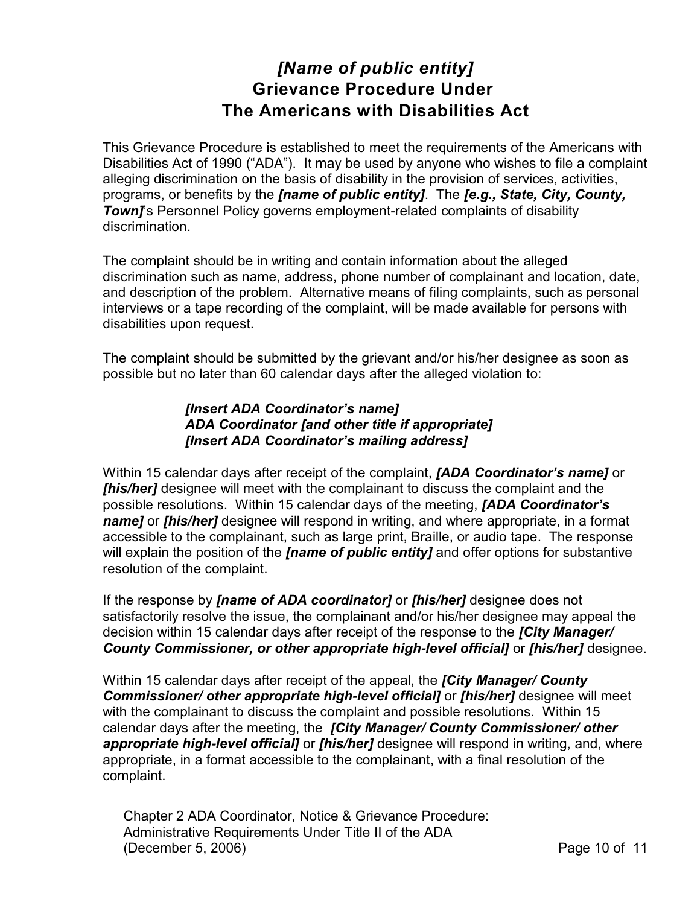# *[Name of public entity]*
# Grievance Procedure Under The Americans with Disabilities Act

This Grievance Procedure is established to meet the requirements of the Americans with Disabilities Act of 1990 ("ADA"). It may be used by anyone who wishes to file a complaint alleging discrimination on the basis of disability in the provision of services, activities, programs, or benefits by the ***[name of public entity]***. The ***[e.g., State, City, County, Town]***'s Personnel Policy governs employment-related complaints of disability discrimination.

The complaint should be in writing and contain information about the alleged discrimination such as name, address, phone number of complainant and location, date, and description of the problem. Alternative means of filing complaints, such as personal interviews or a tape recording of the complaint, will be made available for persons with disabilities upon request.

The complaint should be submitted by the grievant and/or his/her designee as soon as possible but no later than 60 calendar days after the alleged violation to:

> ***[Insert ADA Coordinator's name]***
> ***ADA Coordinator [and other title if appropriate]***
> ***[Insert ADA Coordinator's mailing address]***

Within 15 calendar days after receipt of the complaint, ***[ADA Coordinator's name]*** or ***[his/her]*** designee will meet with the complainant to discuss the complaint and the possible resolutions. Within 15 calendar days of the meeting, ***[ADA Coordinator's name]*** or ***[his/her]*** designee will respond in writing, and where appropriate, in a format accessible to the complainant, such as large print, Braille, or audio tape. The response will explain the position of the ***[name of public entity]*** and offer options for substantive resolution of the complaint.

If the response by ***[name of ADA coordinator]*** or ***[his/her]*** designee does not satisfactorily resolve the issue, the complainant and/or his/her designee may appeal the decision within 15 calendar days after receipt of the response to the ***[City Manager/ County Commissioner, or other appropriate high-level official]*** or ***[his/her]*** designee.

Within 15 calendar days after receipt of the appeal, the ***[City Manager/ County Commissioner/ other appropriate high-level official]*** or ***[his/her]*** designee will meet with the complainant to discuss the complaint and possible resolutions. Within 15 calendar days after the meeting, the ***[City Manager/ County Commissioner/ other appropriate high-level official]*** or ***[his/her]*** designee will respond in writing, and, where appropriate, in a format accessible to the complainant, with a final resolution of the complaint.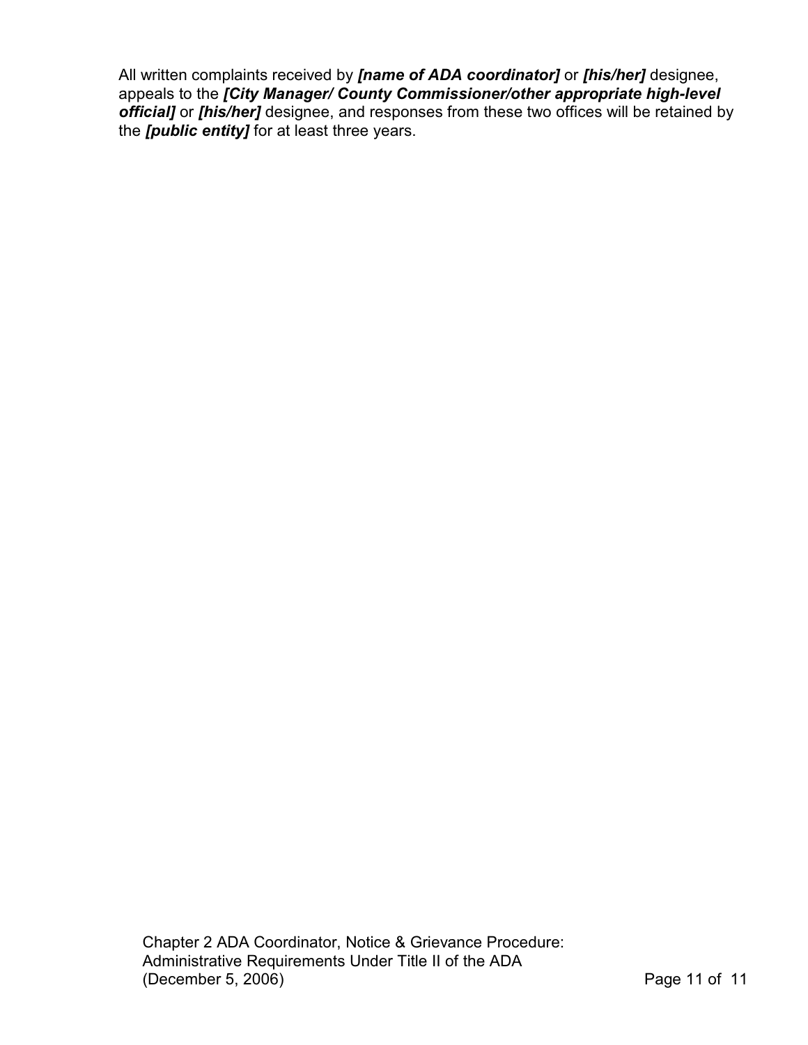All written complaints received by ***[name of ADA coordinator]*** or ***[his/her]*** designee, appeals to the ***[City Manager/ County Commissioner/other appropriate high-level official]*** or ***[his/her]*** designee, and responses from these two offices will be retained by the ***[public entity]*** for at least three years.